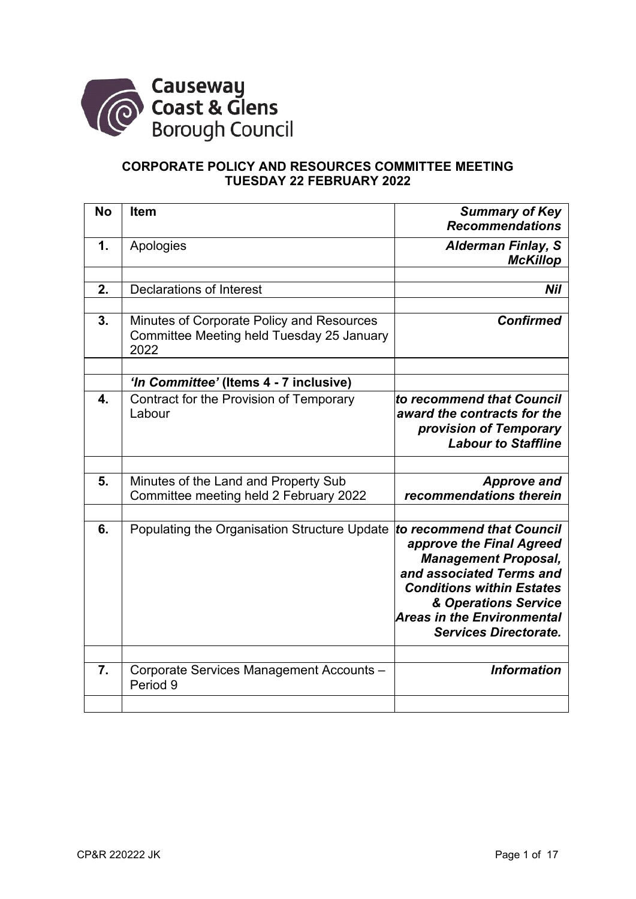Causeway Coast & Glens Borough Council

**CORPORATE POLICY AND RESOURCES COMMITTEE MEETING**
**TUESDAY 22 FEBRUARY 2022**

| **No** | **Item** | ***Summary of Key Recommendations*** |
|---|---|---|
| **1.** | Apologies | ***Alderman Finlay, S McKillop*** |
| | | |
| **2.** | Declarations of Interest | ***Nil*** |
| | | |
| **3.** | Minutes of Corporate Policy and Resources Committee Meeting held Tuesday 25 January 2022 | ***Confirmed*** |
| | | |
| | ***'In Committee'* (Items 4 - 7 inclusive)** | |
| **4.** | Contract for the Provision of Temporary Labour | ***to recommend that Council award the contracts for the provision of Temporary Labour to Staffline*** |
| | | |
| **5.** | Minutes of the Land and Property Sub Committee meeting held 2 February 2022 | ***Approve and recommendations therein*** |
| | | |
| **6.** | Populating the Organisation Structure Update | ***to recommend that Council approve the Final Agreed Management Proposal, and associated Terms and Conditions within Estates & Operations Service Areas in the Environmental Services Directorate.*** |
| | | |
| **7.** | Corporate Services Management Accounts – Period 9 | ***Information*** |
| | | |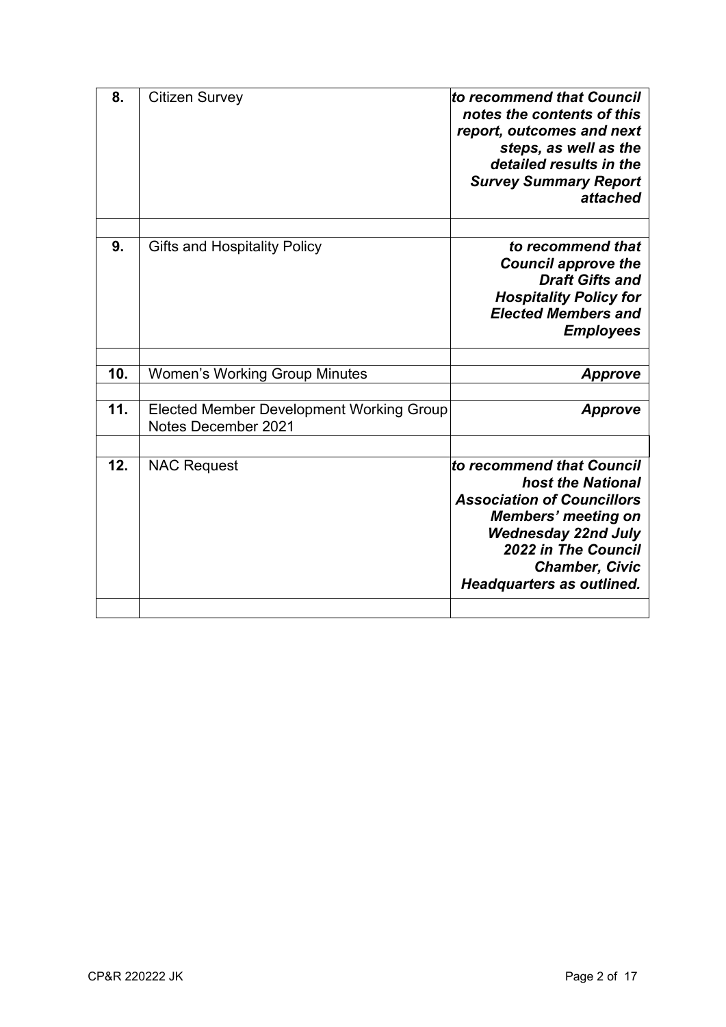| | | |
|---|---|---|
| **8.** | Citizen Survey | ***to recommend that Council notes the contents of this report, outcomes and next steps, as well as the detailed results in the Survey Summary Report attached*** |
| | | |
| **9.** | Gifts and Hospitality Policy | ***to recommend that Council approve the Draft Gifts and Hospitality Policy for Elected Members and Employees*** |
| | | |
| **10.** | Women's Working Group Minutes | ***Approve*** |
| | | |
| **11.** | Elected Member Development Working Group Notes December 2021 | ***Approve*** |
| | | |
| **12.** | NAC Request | ***to recommend that Council host the National Association of Councillors Members' meeting on Wednesday 22nd July 2022 in The Council Chamber, Civic Headquarters as outlined.*** |
| | | |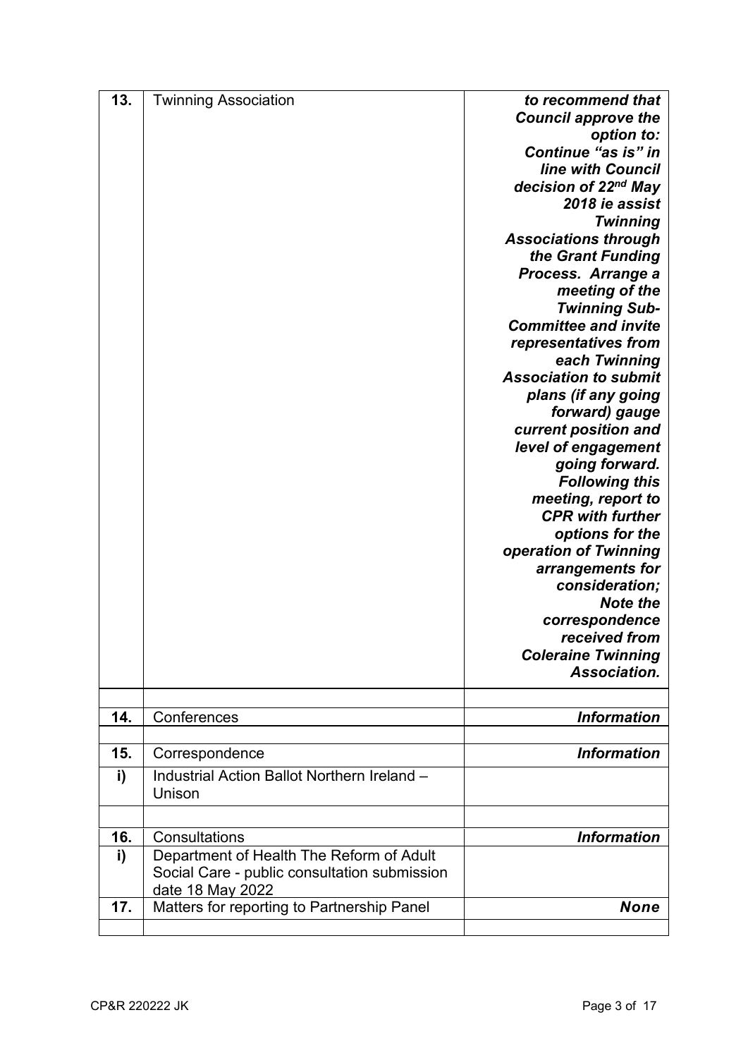| | | |
|---|---|---|
| **13.** | Twinning Association | ***to recommend that Council approve the option to: Continue "as is" in line with Council decision of 22nd May 2018 ie assist Twinning Associations through the Grant Funding Process. Arrange a meeting of the Twinning Sub-Committee and invite representatives from each Twinning Association to submit plans (if any going forward) gauge current position and level of engagement going forward. Following this meeting, report to CPR with further options for the operation of Twinning arrangements for consideration; Note the correspondence received from Coleraine Twinning Association.*** |
| | | |
| **14.** | Conferences | ***Information*** |
| | | |
| **15.** | Correspondence | ***Information*** |
| **i)** | Industrial Action Ballot Northern Ireland – Unison | |
| | | |
| **16.** | Consultations | ***Information*** |
| **i)** | Department of Health The Reform of Adult Social Care - public consultation submission date 18 May 2022 | |
| **17.** | Matters for reporting to Partnership Panel | ***None*** |
| | | |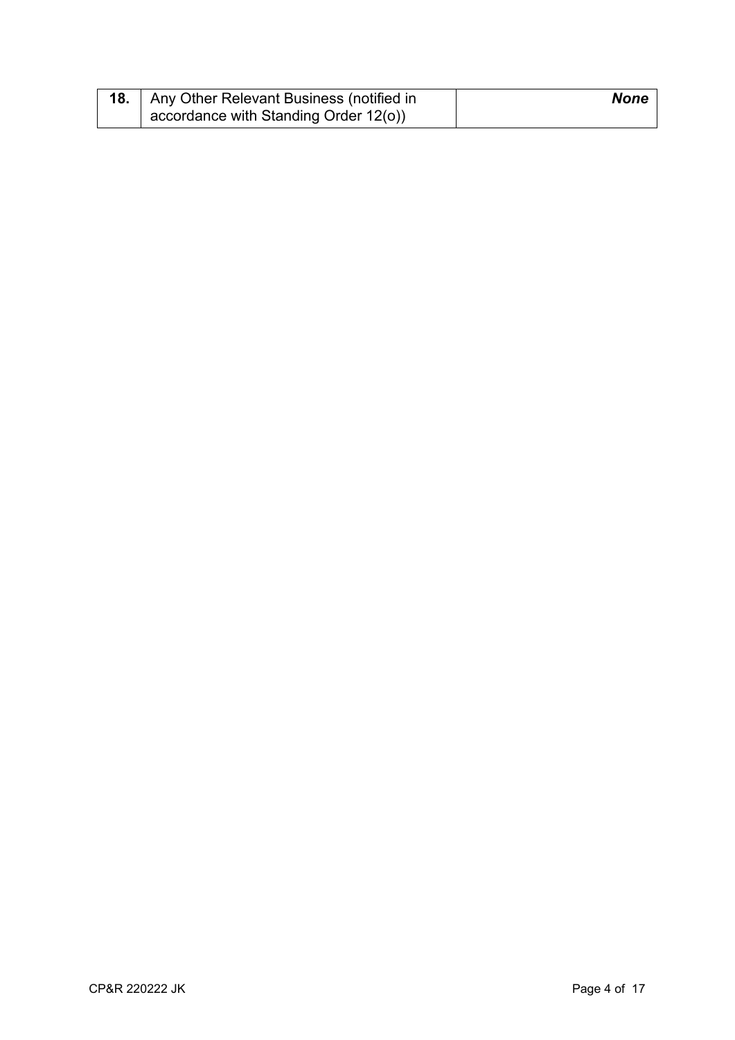| 18. | Any Other Relevant Business (notified in accordance with Standing Order 12(o)) | ***None*** |
|---|---|---|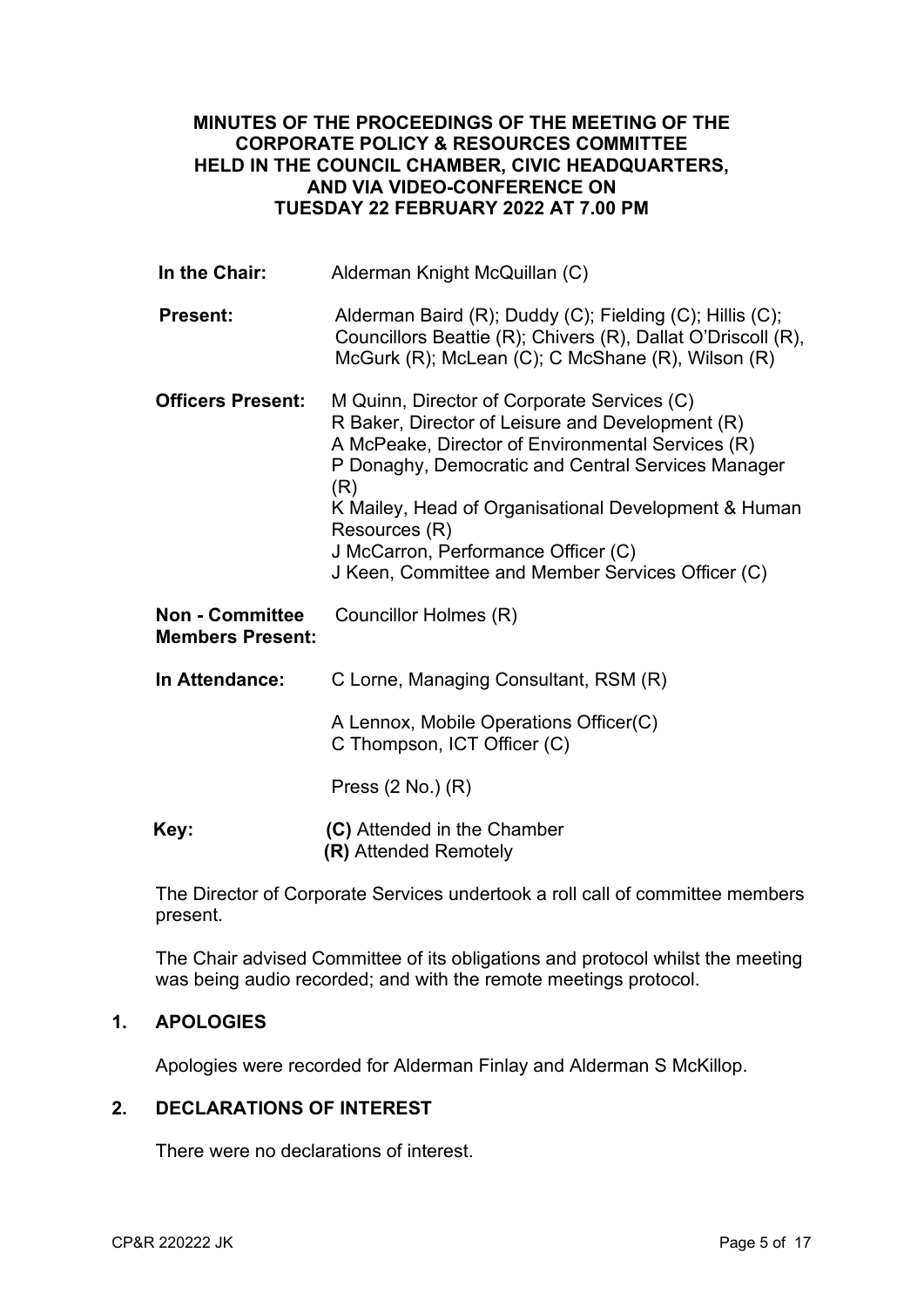**MINUTES OF THE PROCEEDINGS OF THE MEETING OF THE CORPORATE POLICY & RESOURCES COMMITTEE HELD IN THE COUNCIL CHAMBER, CIVIC HEADQUARTERS, AND VIA VIDEO-CONFERENCE ON TUESDAY 22 FEBRUARY 2022 AT 7.00 PM**

| | |
|---|---|
| **In the Chair:** | Alderman Knight McQuillan (C) |
| **Present:** | Alderman Baird (R); Duddy (C); Fielding (C); Hillis (C); Councillors Beattie (R); Chivers (R), Dallat O'Driscoll (R), McGurk (R); McLean (C); C McShane (R), Wilson (R) |
| **Officers Present:** | M Quinn, Director of Corporate Services (C)<br>R Baker, Director of Leisure and Development (R)<br>A McPeake, Director of Environmental Services (R)<br>P Donaghy, Democratic and Central Services Manager (R)<br>K Mailey, Head of Organisational Development & Human Resources (R)<br>J McCarron, Performance Officer (C)<br>J Keen, Committee and Member Services Officer (C) |
| **Non - Committee Members Present:** | Councillor Holmes (R) |
| **In Attendance:** | C Lorne, Managing Consultant, RSM (R)<br><br>A Lennox, Mobile Operations Officer(C)<br>C Thompson, ICT Officer (C)<br><br>Press (2 No.) (R) |
| **Key:** | **(C)** Attended in the Chamber<br>**(R)** Attended Remotely |

The Director of Corporate Services undertook a roll call of committee members present.

The Chair advised Committee of its obligations and protocol whilst the meeting was being audio recorded; and with the remote meetings protocol.

## 1. APOLOGIES

Apologies were recorded for Alderman Finlay and Alderman S McKillop.

## 2. DECLARATIONS OF INTEREST

There were no declarations of interest.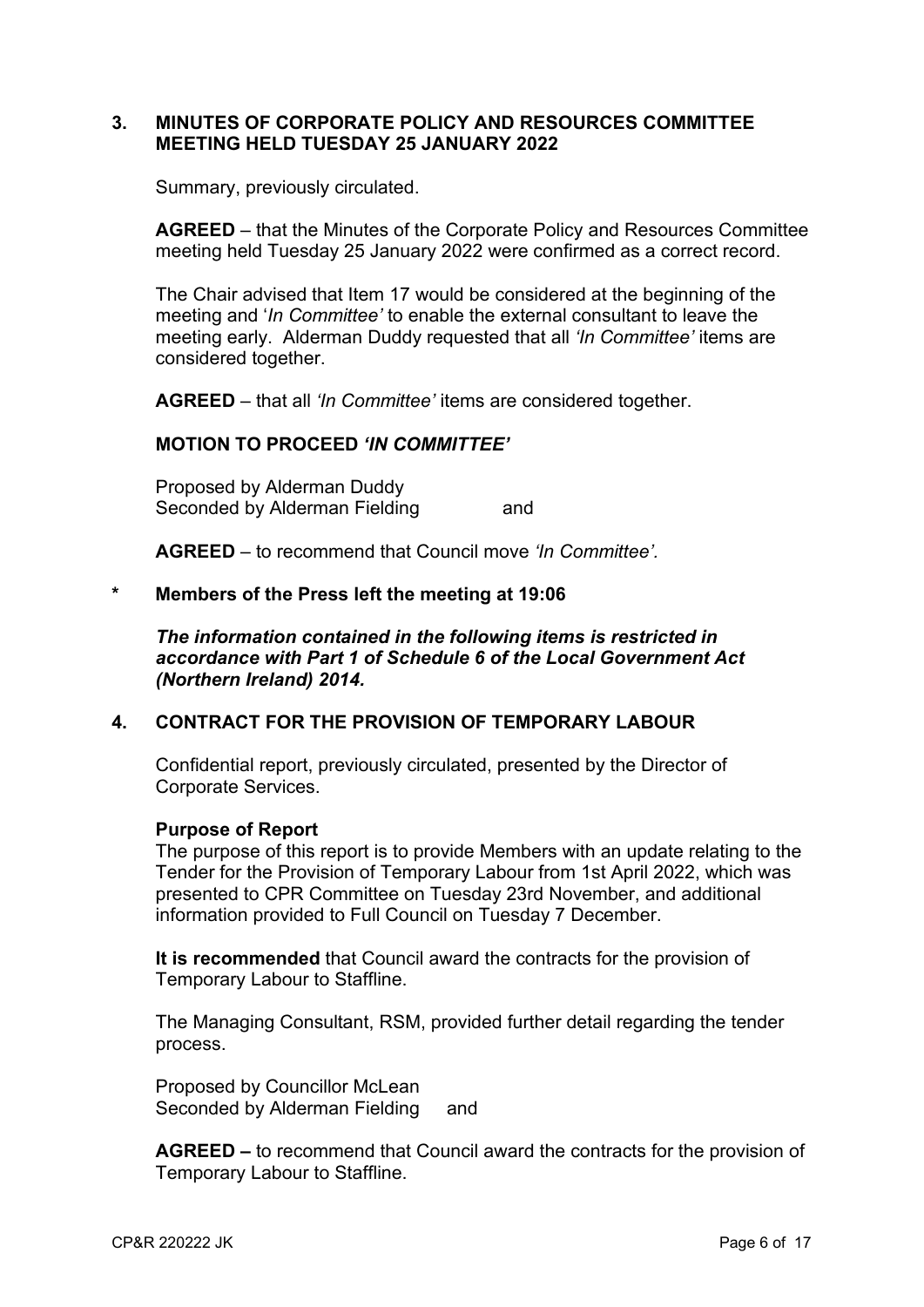## 3. MINUTES OF CORPORATE POLICY AND RESOURCES COMMITTEE MEETING HELD TUESDAY 25 JANUARY 2022

Summary, previously circulated.

**AGREED** – that the Minutes of the Corporate Policy and Resources Committee meeting held Tuesday 25 January 2022 were confirmed as a correct record.

The Chair advised that Item 17 would be considered at the beginning of the meeting and '*In Committee'* to enable the external consultant to leave the meeting early. Alderman Duddy requested that all *'In Committee'* items are considered together.

**AGREED** – that all *'In Committee'* items are considered together.

### MOTION TO PROCEED *'IN COMMITTEE'*

Proposed by Alderman Duddy
Seconded by Alderman Fielding and

**AGREED** – to recommend that Council move *'In Committee'.*

**\* Members of the Press left the meeting at 19:06**

***The information contained in the following items is restricted in accordance with Part 1 of Schedule 6 of the Local Government Act (Northern Ireland) 2014.***

## 4. CONTRACT FOR THE PROVISION OF TEMPORARY LABOUR

Confidential report, previously circulated, presented by the Director of Corporate Services.

**Purpose of Report**
The purpose of this report is to provide Members with an update relating to the Tender for the Provision of Temporary Labour from 1st April 2022, which was presented to CPR Committee on Tuesday 23rd November, and additional information provided to Full Council on Tuesday 7 December.

**It is recommended** that Council award the contracts for the provision of Temporary Labour to Staffline.

The Managing Consultant, RSM, provided further detail regarding the tender process.

Proposed by Councillor McLean
Seconded by Alderman Fielding and

**AGREED –** to recommend that Council award the contracts for the provision of Temporary Labour to Staffline.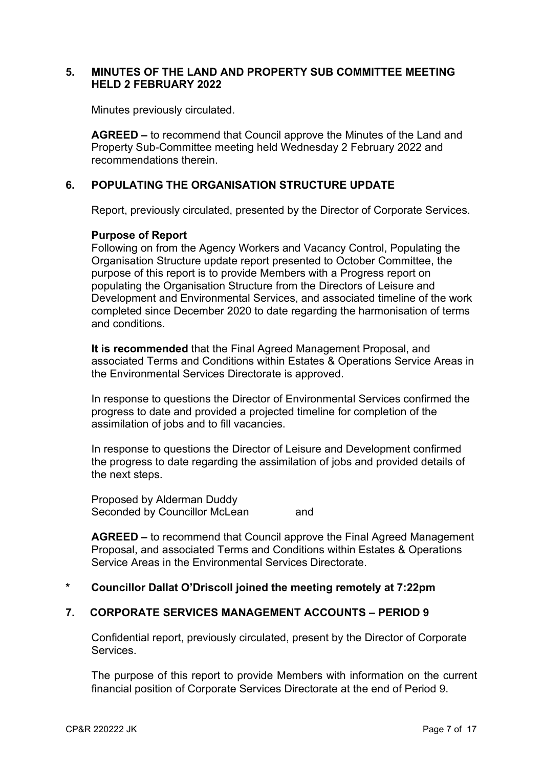## 5. MINUTES OF THE LAND AND PROPERTY SUB COMMITTEE MEETING HELD 2 FEBRUARY 2022

Minutes previously circulated.

**AGREED –** to recommend that Council approve the Minutes of the Land and Property Sub-Committee meeting held Wednesday 2 February 2022 and recommendations therein.

## 6. POPULATING THE ORGANISATION STRUCTURE UPDATE

Report, previously circulated, presented by the Director of Corporate Services.

**Purpose of Report**

Following on from the Agency Workers and Vacancy Control, Populating the Organisation Structure update report presented to October Committee, the purpose of this report is to provide Members with a Progress report on populating the Organisation Structure from the Directors of Leisure and Development and Environmental Services, and associated timeline of the work completed since December 2020 to date regarding the harmonisation of terms and conditions.

**It is recommended** that the Final Agreed Management Proposal, and associated Terms and Conditions within Estates & Operations Service Areas in the Environmental Services Directorate is approved.

In response to questions the Director of Environmental Services confirmed the progress to date and provided a projected timeline for completion of the assimilation of jobs and to fill vacancies.

In response to questions the Director of Leisure and Development confirmed the progress to date regarding the assimilation of jobs and provided details of the next steps.

Proposed by Alderman Duddy
Seconded by Councillor McLean and

**AGREED –** to recommend that Council approve the Final Agreed Management Proposal, and associated Terms and Conditions within Estates & Operations Service Areas in the Environmental Services Directorate.

**\* Councillor Dallat O'Driscoll joined the meeting remotely at 7:22pm**

## 7. CORPORATE SERVICES MANAGEMENT ACCOUNTS – PERIOD 9

Confidential report, previously circulated, present by the Director of Corporate Services.

The purpose of this report to provide Members with information on the current financial position of Corporate Services Directorate at the end of Period 9.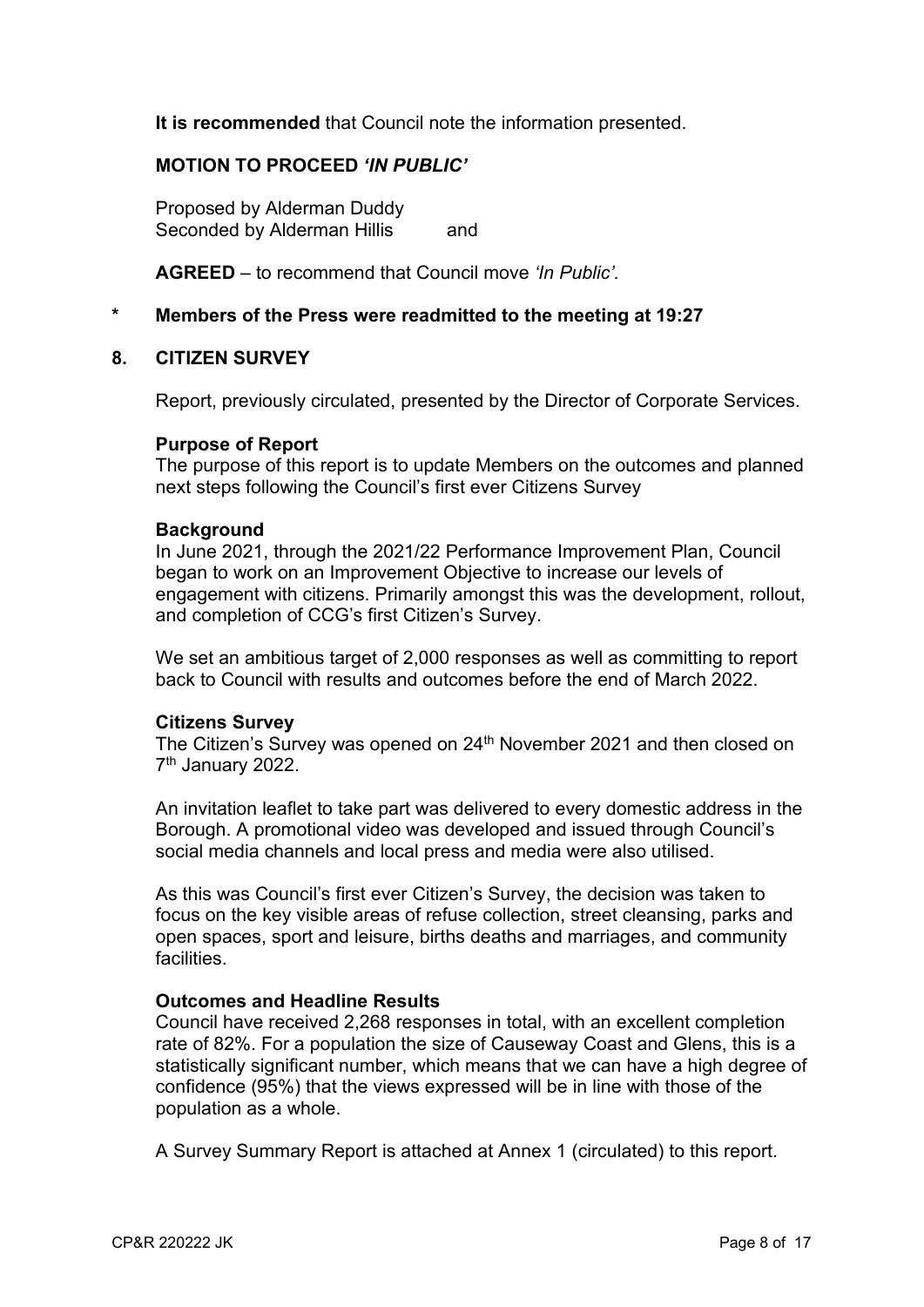**It is recommended** that Council note the information presented.

**MOTION TO PROCEED *'IN PUBLIC'***

Proposed by Alderman Duddy
Seconded by Alderman Hillis and

**AGREED** – to recommend that Council move *'In Public'.*

\* **Members of the Press were readmitted to the meeting at 19:27**

## 8. CITIZEN SURVEY

Report, previously circulated, presented by the Director of Corporate Services.

**Purpose of Report**
The purpose of this report is to update Members on the outcomes and planned next steps following the Council's first ever Citizens Survey

**Background**
In June 2021, through the 2021/22 Performance Improvement Plan, Council began to work on an Improvement Objective to increase our levels of engagement with citizens. Primarily amongst this was the development, rollout, and completion of CCG's first Citizen's Survey.

We set an ambitious target of 2,000 responses as well as committing to report back to Council with results and outcomes before the end of March 2022.

**Citizens Survey**
The Citizen's Survey was opened on 24th November 2021 and then closed on 7th January 2022.

An invitation leaflet to take part was delivered to every domestic address in the Borough. A promotional video was developed and issued through Council's social media channels and local press and media were also utilised.

As this was Council's first ever Citizen's Survey, the decision was taken to focus on the key visible areas of refuse collection, street cleansing, parks and open spaces, sport and leisure, births deaths and marriages, and community facilities.

**Outcomes and Headline Results**
Council have received 2,268 responses in total, with an excellent completion rate of 82%. For a population the size of Causeway Coast and Glens, this is a statistically significant number, which means that we can have a high degree of confidence (95%) that the views expressed will be in line with those of the population as a whole.

A Survey Summary Report is attached at Annex 1 (circulated) to this report.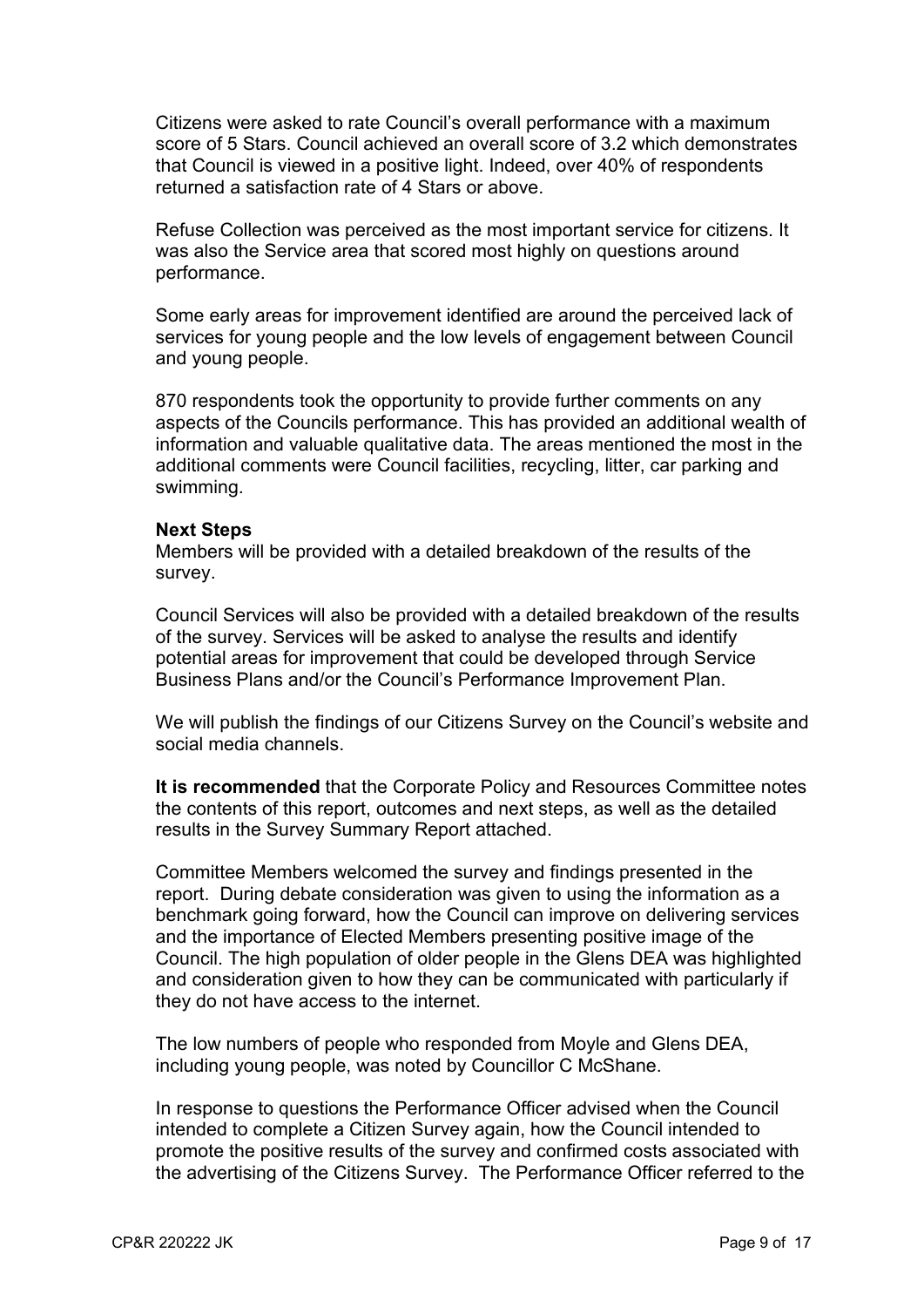Citizens were asked to rate Council's overall performance with a maximum score of 5 Stars. Council achieved an overall score of 3.2 which demonstrates that Council is viewed in a positive light. Indeed, over 40% of respondents returned a satisfaction rate of 4 Stars or above.

Refuse Collection was perceived as the most important service for citizens. It was also the Service area that scored most highly on questions around performance.

Some early areas for improvement identified are around the perceived lack of services for young people and the low levels of engagement between Council and young people.

870 respondents took the opportunity to provide further comments on any aspects of the Councils performance. This has provided an additional wealth of information and valuable qualitative data. The areas mentioned the most in the additional comments were Council facilities, recycling, litter, car parking and swimming.

**Next Steps**

Members will be provided with a detailed breakdown of the results of the survey.

Council Services will also be provided with a detailed breakdown of the results of the survey. Services will be asked to analyse the results and identify potential areas for improvement that could be developed through Service Business Plans and/or the Council's Performance Improvement Plan.

We will publish the findings of our Citizens Survey on the Council's website and social media channels.

**It is recommended** that the Corporate Policy and Resources Committee notes the contents of this report, outcomes and next steps, as well as the detailed results in the Survey Summary Report attached.

Committee Members welcomed the survey and findings presented in the report. During debate consideration was given to using the information as a benchmark going forward, how the Council can improve on delivering services and the importance of Elected Members presenting positive image of the Council. The high population of older people in the Glens DEA was highlighted and consideration given to how they can be communicated with particularly if they do not have access to the internet.

The low numbers of people who responded from Moyle and Glens DEA, including young people, was noted by Councillor C McShane.

In response to questions the Performance Officer advised when the Council intended to complete a Citizen Survey again, how the Council intended to promote the positive results of the survey and confirmed costs associated with the advertising of the Citizens Survey. The Performance Officer referred to the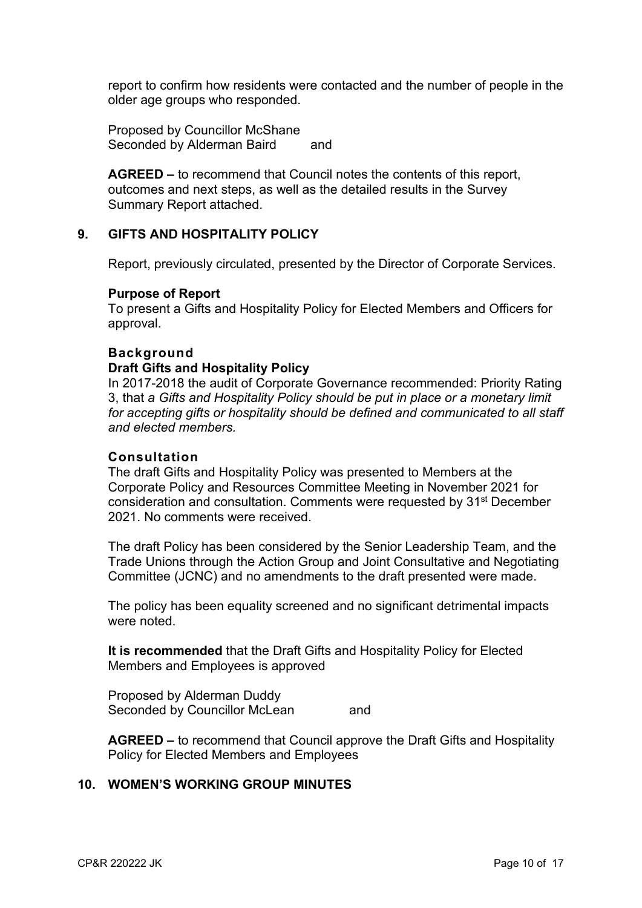report to confirm how residents were contacted and the number of people in the older age groups who responded.

Proposed by Councillor McShane  
Seconded by Alderman Baird and

**AGREED –** to recommend that Council notes the contents of this report, outcomes and next steps, as well as the detailed results in the Survey Summary Report attached.

## 9. GIFTS AND HOSPITALITY POLICY

Report, previously circulated, presented by the Director of Corporate Services.

**Purpose of Report**  
To present a Gifts and Hospitality Policy for Elected Members and Officers for approval.

**Background**

**Draft Gifts and Hospitality Policy**  
In 2017-2018 the audit of Corporate Governance recommended: Priority Rating 3, that *a Gifts and Hospitality Policy should be put in place or a monetary limit for accepting gifts or hospitality should be defined and communicated to all staff and elected members.*

**Consultation**  
The draft Gifts and Hospitality Policy was presented to Members at the Corporate Policy and Resources Committee Meeting in November 2021 for consideration and consultation. Comments were requested by 31st December 2021. No comments were received.

The draft Policy has been considered by the Senior Leadership Team, and the Trade Unions through the Action Group and Joint Consultative and Negotiating Committee (JCNC) and no amendments to the draft presented were made.

The policy has been equality screened and no significant detrimental impacts were noted.

**It is recommended** that the Draft Gifts and Hospitality Policy for Elected Members and Employees is approved

Proposed by Alderman Duddy  
Seconded by Councillor McLean and

**AGREED –** to recommend that Council approve the Draft Gifts and Hospitality Policy for Elected Members and Employees

## 10. WOMEN'S WORKING GROUP MINUTES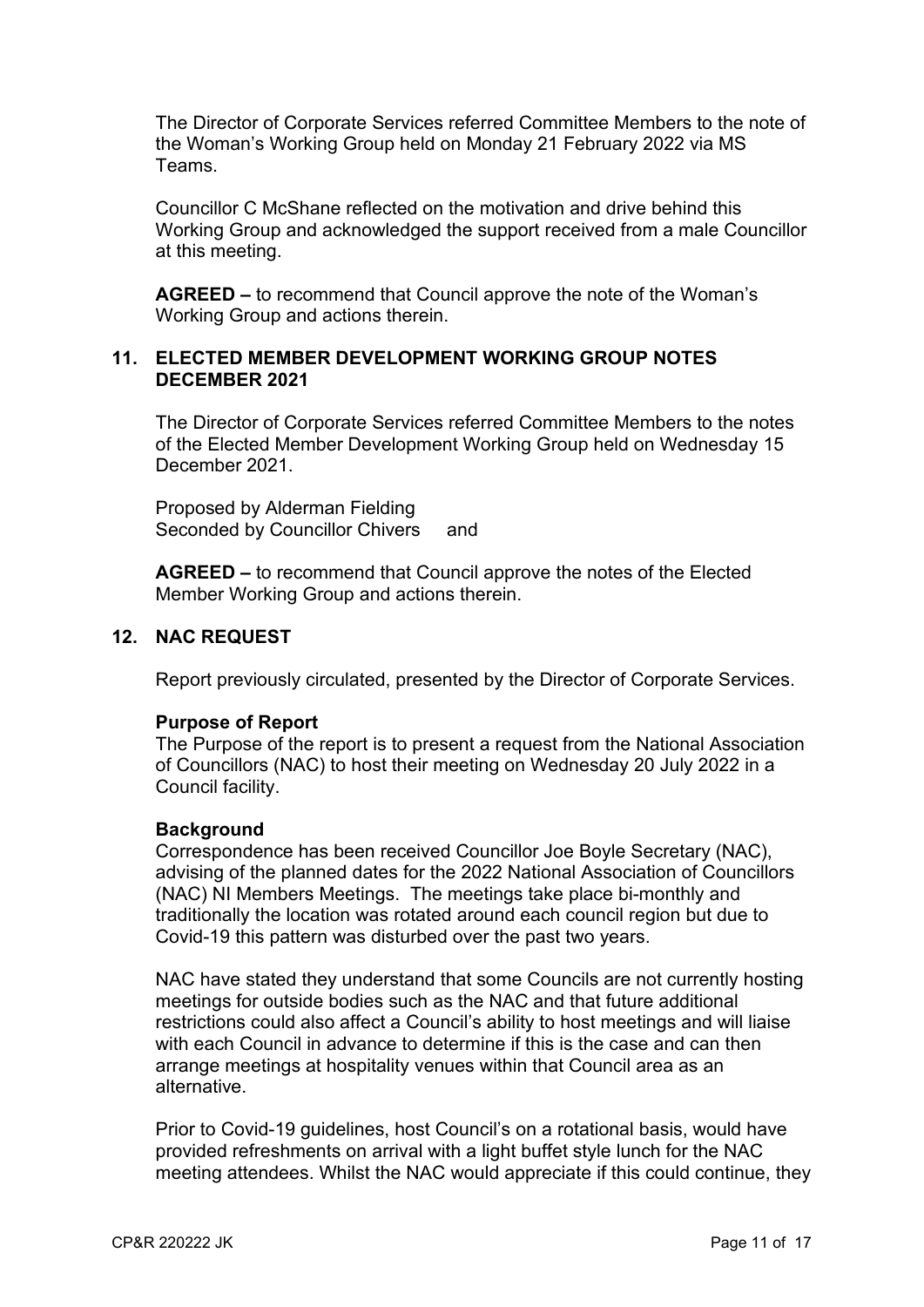The Director of Corporate Services referred Committee Members to the note of the Woman's Working Group held on Monday 21 February 2022 via MS Teams.

Councillor C McShane reflected on the motivation and drive behind this Working Group and acknowledged the support received from a male Councillor at this meeting.

**AGREED –** to recommend that Council approve the note of the Woman's Working Group and actions therein.

## 11. ELECTED MEMBER DEVELOPMENT WORKING GROUP NOTES DECEMBER 2021

The Director of Corporate Services referred Committee Members to the notes of the Elected Member Development Working Group held on Wednesday 15 December 2021.

Proposed by Alderman Fielding
Seconded by Councillor Chivers and

**AGREED –** to recommend that Council approve the notes of the Elected Member Working Group and actions therein.

## 12. NAC REQUEST

Report previously circulated, presented by the Director of Corporate Services.

**Purpose of Report**

The Purpose of the report is to present a request from the National Association of Councillors (NAC) to host their meeting on Wednesday 20 July 2022 in a Council facility.

**Background**

Correspondence has been received Councillor Joe Boyle Secretary (NAC), advising of the planned dates for the 2022 National Association of Councillors (NAC) NI Members Meetings. The meetings take place bi-monthly and traditionally the location was rotated around each council region but due to Covid-19 this pattern was disturbed over the past two years.

NAC have stated they understand that some Councils are not currently hosting meetings for outside bodies such as the NAC and that future additional restrictions could also affect a Council's ability to host meetings and will liaise with each Council in advance to determine if this is the case and can then arrange meetings at hospitality venues within that Council area as an alternative.

Prior to Covid-19 guidelines, host Council's on a rotational basis, would have provided refreshments on arrival with a light buffet style lunch for the NAC meeting attendees. Whilst the NAC would appreciate if this could continue, they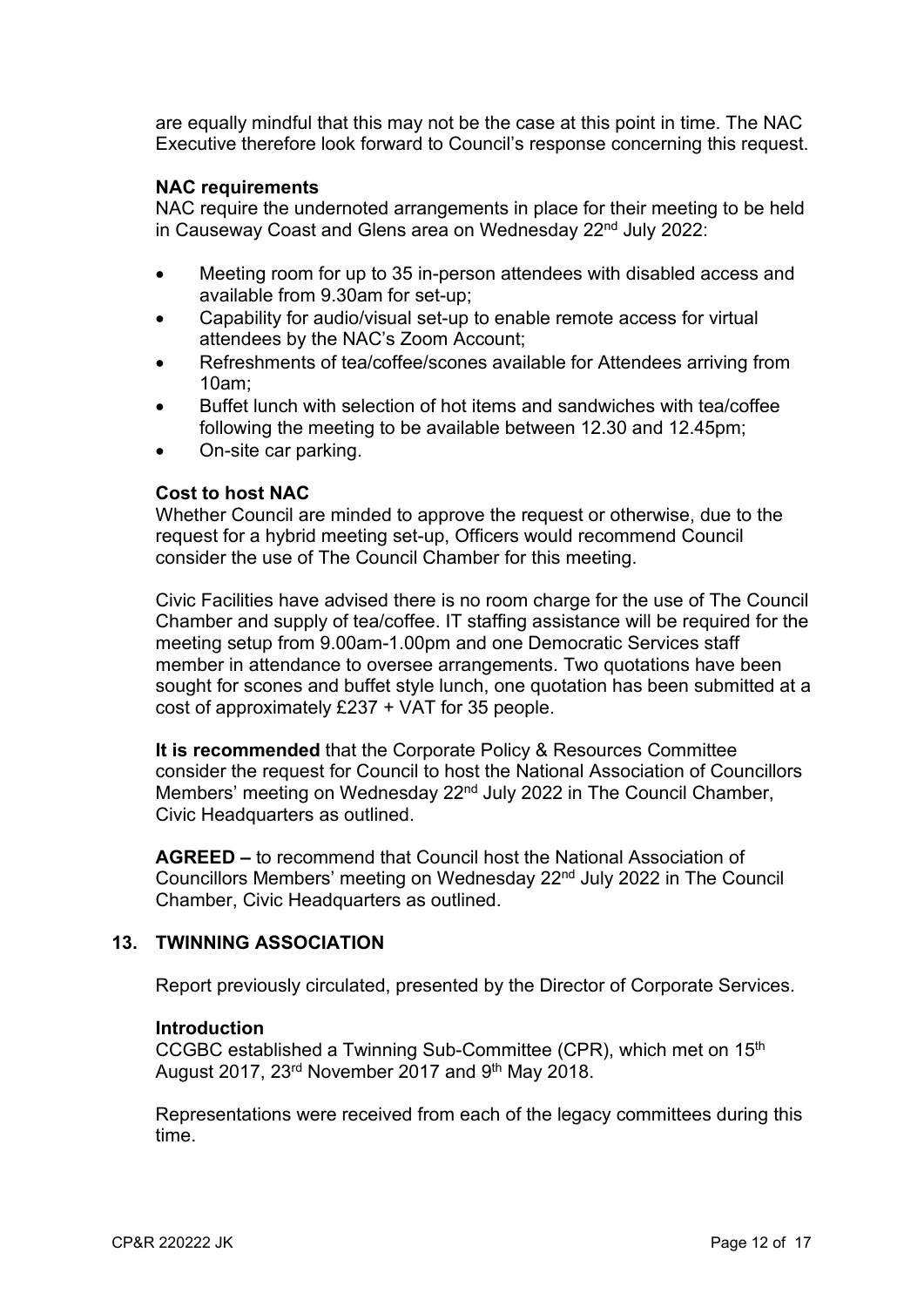are equally mindful that this may not be the case at this point in time. The NAC Executive therefore look forward to Council's response concerning this request.

**NAC requirements**

NAC require the undernoted arrangements in place for their meeting to be held in Causeway Coast and Glens area on Wednesday 22nd July 2022:

- Meeting room for up to 35 in-person attendees with disabled access and available from 9.30am for set-up;
- Capability for audio/visual set-up to enable remote access for virtual attendees by the NAC's Zoom Account;
- Refreshments of tea/coffee/scones available for Attendees arriving from 10am;
- Buffet lunch with selection of hot items and sandwiches with tea/coffee following the meeting to be available between 12.30 and 12.45pm;
- On-site car parking.

**Cost to host NAC**

Whether Council are minded to approve the request or otherwise, due to the request for a hybrid meeting set-up, Officers would recommend Council consider the use of The Council Chamber for this meeting.

Civic Facilities have advised there is no room charge for the use of The Council Chamber and supply of tea/coffee. IT staffing assistance will be required for the meeting setup from 9.00am-1.00pm and one Democratic Services staff member in attendance to oversee arrangements. Two quotations have been sought for scones and buffet style lunch, one quotation has been submitted at a cost of approximately £237 + VAT for 35 people.

**It is recommended** that the Corporate Policy & Resources Committee consider the request for Council to host the National Association of Councillors Members' meeting on Wednesday 22nd July 2022 in The Council Chamber, Civic Headquarters as outlined.

**AGREED –** to recommend that Council host the National Association of Councillors Members' meeting on Wednesday 22nd July 2022 in The Council Chamber, Civic Headquarters as outlined.

## 13. TWINNING ASSOCIATION

Report previously circulated, presented by the Director of Corporate Services.

**Introduction**

CCGBC established a Twinning Sub-Committee (CPR), which met on 15th August 2017, 23rd November 2017 and 9th May 2018.

Representations were received from each of the legacy committees during this time.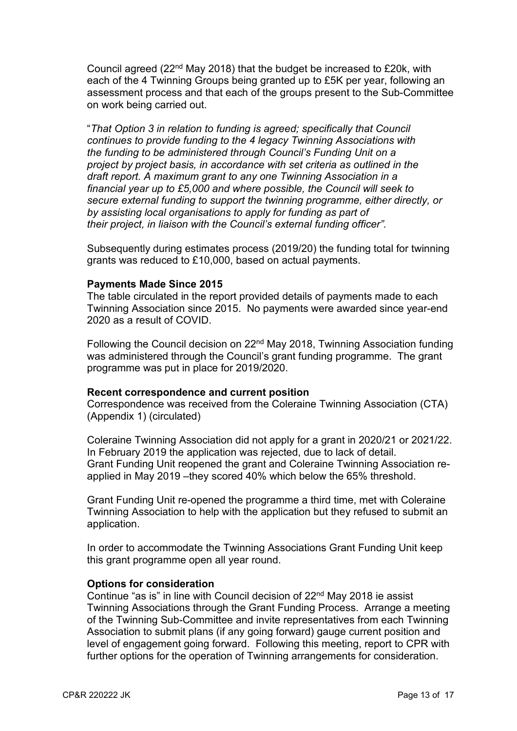Council agreed (22nd May 2018) that the budget be increased to £20k, with each of the 4 Twinning Groups being granted up to £5K per year, following an assessment process and that each of the groups present to the Sub-Committee on work being carried out.

"*That Option 3 in relation to funding is agreed; specifically that Council continues to provide funding to the 4 legacy Twinning Associations with the funding to be administered through Council's Funding Unit on a project by project basis, in accordance with set criteria as outlined in the draft report. A maximum grant to any one Twinning Association in a financial year up to £5,000 and where possible, the Council will seek to secure external funding to support the twinning programme, either directly, or by assisting local organisations to apply for funding as part of their project, in liaison with the Council's external funding officer".*

Subsequently during estimates process (2019/20) the funding total for twinning grants was reduced to £10,000, based on actual payments.

**Payments Made Since 2015**

The table circulated in the report provided details of payments made to each Twinning Association since 2015. No payments were awarded since year-end 2020 as a result of COVID.

Following the Council decision on 22nd May 2018, Twinning Association funding was administered through the Council's grant funding programme. The grant programme was put in place for 2019/2020.

**Recent correspondence and current position**

Correspondence was received from the Coleraine Twinning Association (CTA) (Appendix 1) (circulated)

Coleraine Twinning Association did not apply for a grant in 2020/21 or 2021/22. In February 2019 the application was rejected, due to lack of detail. Grant Funding Unit reopened the grant and Coleraine Twinning Association re-applied in May 2019 –they scored 40% which below the 65% threshold.

Grant Funding Unit re-opened the programme a third time, met with Coleraine Twinning Association to help with the application but they refused to submit an application.

In order to accommodate the Twinning Associations Grant Funding Unit keep this grant programme open all year round.

**Options for consideration**

Continue "as is" in line with Council decision of 22nd May 2018 ie assist Twinning Associations through the Grant Funding Process. Arrange a meeting of the Twinning Sub-Committee and invite representatives from each Twinning Association to submit plans (if any going forward) gauge current position and level of engagement going forward. Following this meeting, report to CPR with further options for the operation of Twinning arrangements for consideration.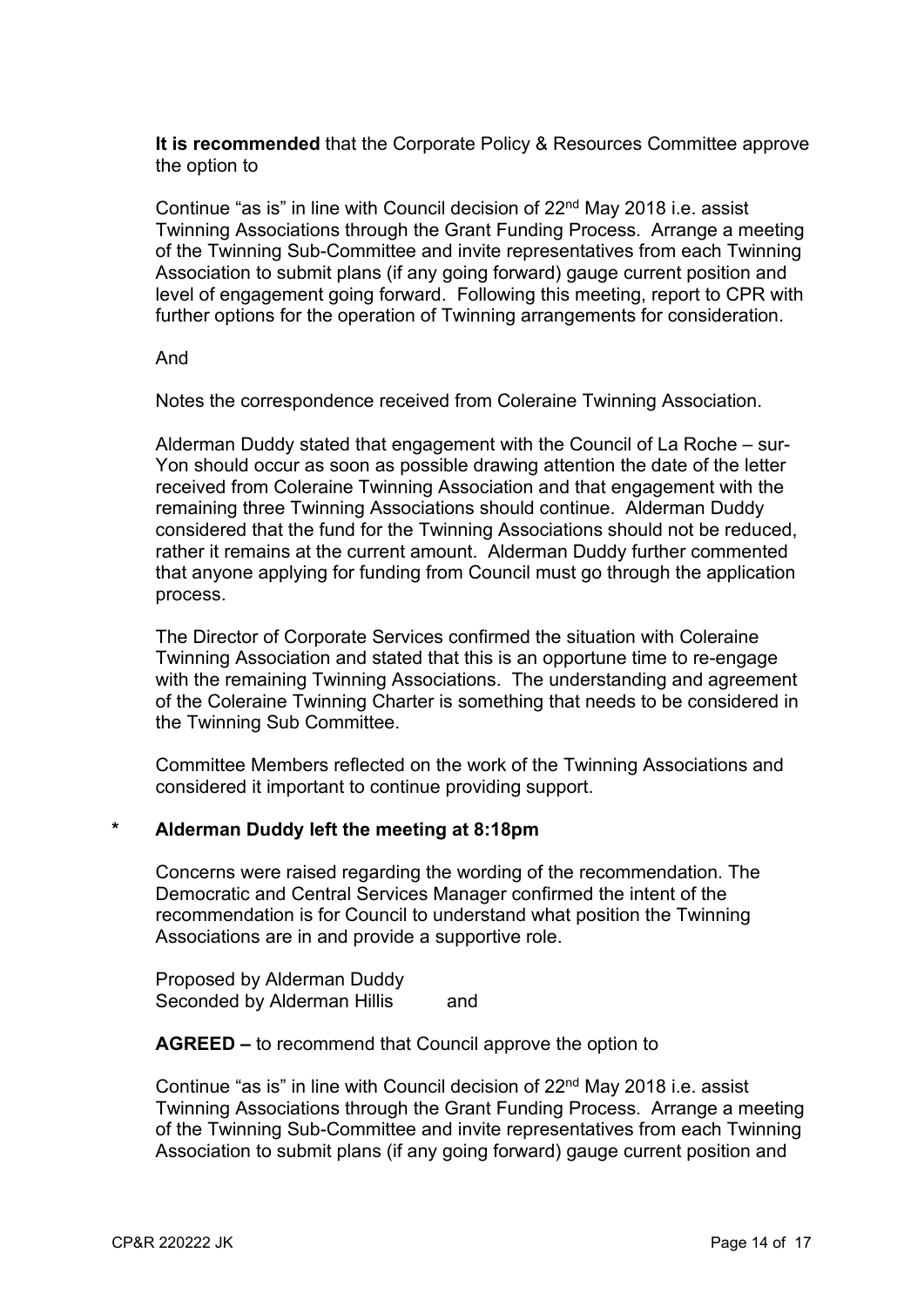**It is recommended** that the Corporate Policy & Resources Committee approve the option to

Continue "as is" in line with Council decision of 22nd May 2018 i.e. assist Twinning Associations through the Grant Funding Process. Arrange a meeting of the Twinning Sub-Committee and invite representatives from each Twinning Association to submit plans (if any going forward) gauge current position and level of engagement going forward. Following this meeting, report to CPR with further options for the operation of Twinning arrangements for consideration.

And

Notes the correspondence received from Coleraine Twinning Association.

Alderman Duddy stated that engagement with the Council of La Roche – sur-Yon should occur as soon as possible drawing attention the date of the letter received from Coleraine Twinning Association and that engagement with the remaining three Twinning Associations should continue. Alderman Duddy considered that the fund for the Twinning Associations should not be reduced, rather it remains at the current amount. Alderman Duddy further commented that anyone applying for funding from Council must go through the application process.

The Director of Corporate Services confirmed the situation with Coleraine Twinning Association and stated that this is an opportune time to re-engage with the remaining Twinning Associations. The understanding and agreement of the Coleraine Twinning Charter is something that needs to be considered in the Twinning Sub Committee.

Committee Members reflected on the work of the Twinning Associations and considered it important to continue providing support.

\* **Alderman Duddy left the meeting at 8:18pm**

Concerns were raised regarding the wording of the recommendation. The Democratic and Central Services Manager confirmed the intent of the recommendation is for Council to understand what position the Twinning Associations are in and provide a supportive role.

Proposed by Alderman Duddy
Seconded by Alderman Hillis and

**AGREED –** to recommend that Council approve the option to

Continue "as is" in line with Council decision of 22nd May 2018 i.e. assist Twinning Associations through the Grant Funding Process. Arrange a meeting of the Twinning Sub-Committee and invite representatives from each Twinning Association to submit plans (if any going forward) gauge current position and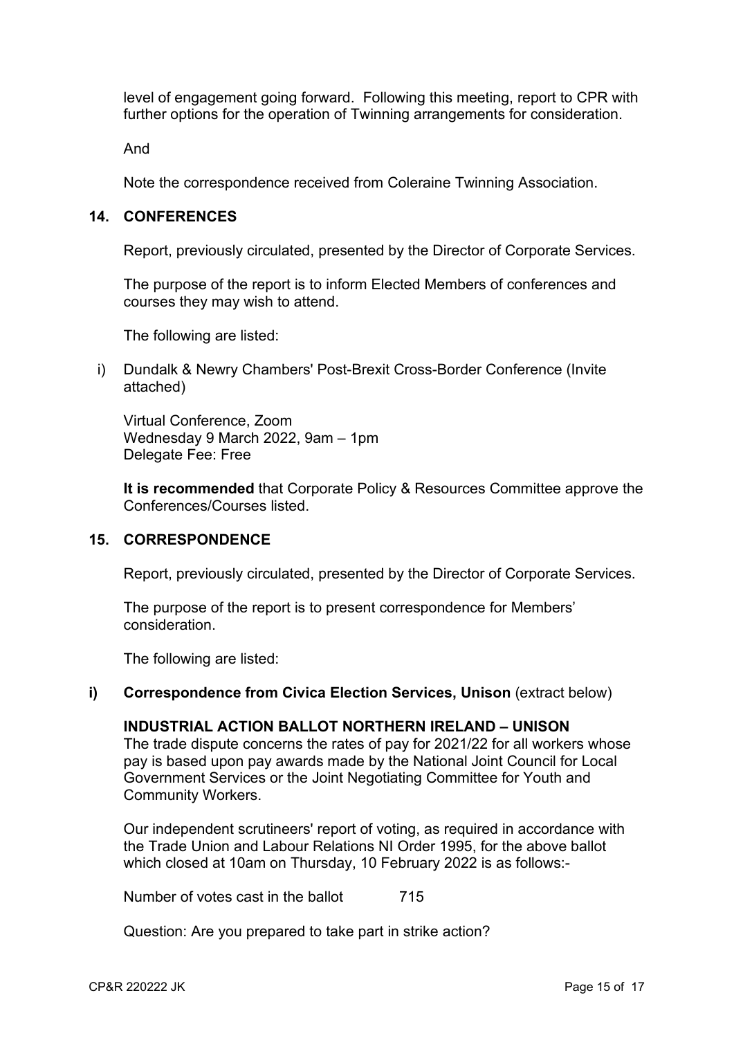level of engagement going forward. Following this meeting, report to CPR with further options for the operation of Twinning arrangements for consideration.

And

Note the correspondence received from Coleraine Twinning Association.

## 14. CONFERENCES

Report, previously circulated, presented by the Director of Corporate Services.

The purpose of the report is to inform Elected Members of conferences and courses they may wish to attend.

The following are listed:

i) Dundalk & Newry Chambers' Post-Brexit Cross-Border Conference (Invite attached)

Virtual Conference, Zoom
Wednesday 9 March 2022, 9am – 1pm
Delegate Fee: Free

**It is recommended** that Corporate Policy & Resources Committee approve the Conferences/Courses listed.

## 15. CORRESPONDENCE

Report, previously circulated, presented by the Director of Corporate Services.

The purpose of the report is to present correspondence for Members' consideration.

The following are listed:

**i) Correspondence from Civica Election Services, Unison** (extract below)

**INDUSTRIAL ACTION BALLOT NORTHERN IRELAND – UNISON**
The trade dispute concerns the rates of pay for 2021/22 for all workers whose pay is based upon pay awards made by the National Joint Council for Local Government Services or the Joint Negotiating Committee for Youth and Community Workers.

Our independent scrutineers' report of voting, as required in accordance with the Trade Union and Labour Relations NI Order 1995, for the above ballot which closed at 10am on Thursday, 10 February 2022 is as follows:-

Number of votes cast in the ballot 715

Question: Are you prepared to take part in strike action?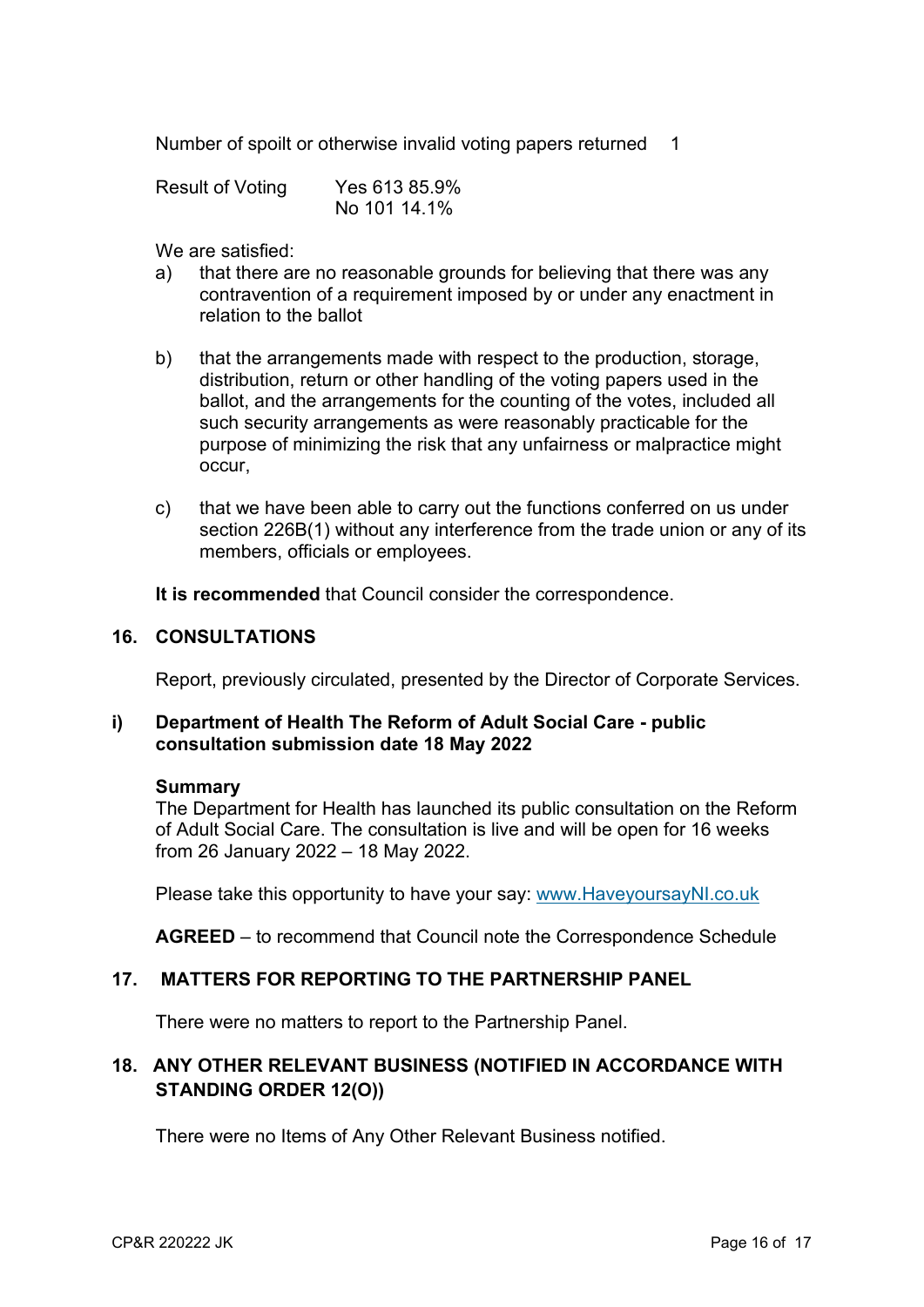Number of spoilt or otherwise invalid voting papers returned 1

Result of Voting Yes 613 85.9%
No 101 14.1%

We are satisfied:

a) that there are no reasonable grounds for believing that there was any contravention of a requirement imposed by or under any enactment in relation to the ballot

b) that the arrangements made with respect to the production, storage, distribution, return or other handling of the voting papers used in the ballot, and the arrangements for the counting of the votes, included all such security arrangements as were reasonably practicable for the purpose of minimizing the risk that any unfairness or malpractice might occur,

c) that we have been able to carry out the functions conferred on us under section 226B(1) without any interference from the trade union or any of its members, officials or employees.

**It is recommended** that Council consider the correspondence.

## 16. CONSULTATIONS

Report, previously circulated, presented by the Director of Corporate Services.

### i) Department of Health The Reform of Adult Social Care - public consultation submission date 18 May 2022

**Summary**
The Department for Health has launched its public consultation on the Reform of Adult Social Care. The consultation is live and will be open for 16 weeks from 26 January 2022 – 18 May 2022.

Please take this opportunity to have your say: [www.HaveyoursayNI.co.uk](http://www.HaveyoursayNI.co.uk)

**AGREED** – to recommend that Council note the Correspondence Schedule

## 17. MATTERS FOR REPORTING TO THE PARTNERSHIP PANEL

There were no matters to report to the Partnership Panel.

## 18. ANY OTHER RELEVANT BUSINESS (NOTIFIED IN ACCORDANCE WITH STANDING ORDER 12(O))

There were no Items of Any Other Relevant Business notified.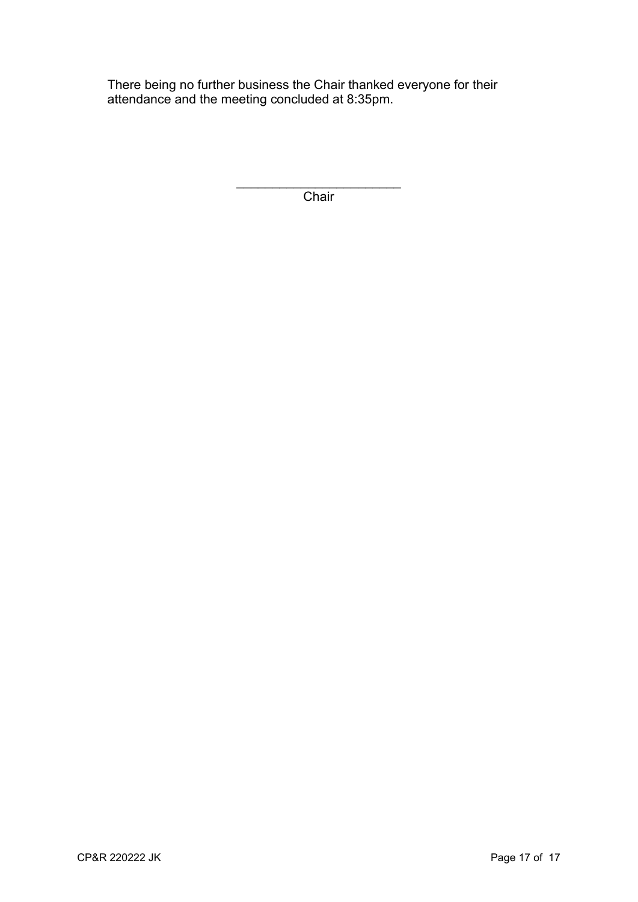There being no further business the Chair thanked everyone for their attendance and the meeting concluded at 8:35pm.

\_\_\_\_\_\_\_\_\_\_\_\_\_\_\_\_\_\_\_\_\_\_\_\_

Chair